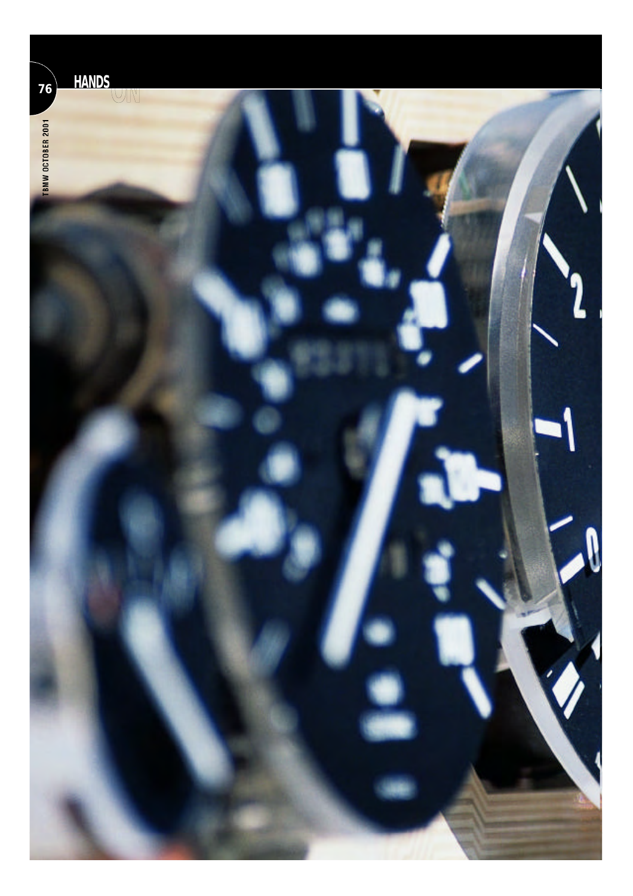# HANDS ON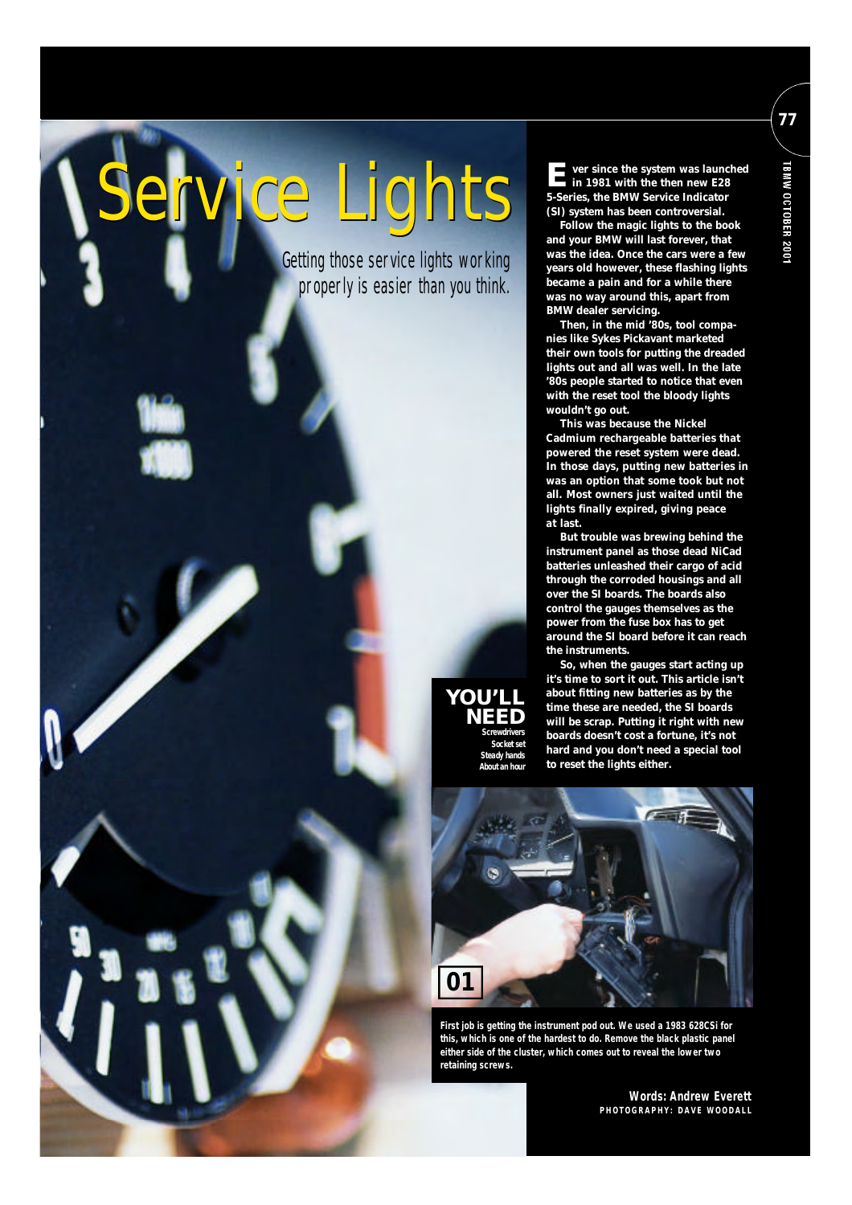# Service Lights

*Getting those service lights working properly is easier than you think.*

**Ever since the system was launched in 1981 with the then new E28 5-Series, the BMW Service Indicator (SI) system has been controversial.**

**Follow the magic lights to the book and your BMW will last forever, that was the idea. Once the cars were a few years old however, these flashing lights became a pain and for a while there was no way around this, apart from BMW dealer servicing.**

**Then, in the mid '80s, tool companies like Sykes Pickavant marketed their own tools for putting the dreaded lights out and all was well. In the late '80s people started to notice that even with the reset tool the bloody lights wouldn't go out.**

**This was because the Nickel Cadmium rechargeable batteries that powered the reset system were dead. In those days, putting new batteries in was an option that some took but not all. Most owners just waited until the lights finally expired, giving peace at last.**

**But trouble was brewing behind the instrument panel as those dead NiCad batteries unleashed their cargo of acid through the corroded housings and all over the SI boards. The boards also control the gauges themselves as the power from the fuse box has to get around the SI board before it can reach the instruments.**

**So, when the gauges start acting up it's time to sort it out. This article isn't about fitting new batteries as by the time these are needed, the SI boards will be scrap. Putting it right with new boards doesn't cost a fortune, it's not hard and you don't need a special tool to reset the lights either.**

## YOU'LL NEED

- Screwdrivers
- Socket set
- Steady hands
- About an hour

**01**

First job is getting the instrument pod out. We used a 1983 628CSi for this, which is one of the hardest to do. Remove the black plastic panel either side of the cluster, which comes out to reveal the lower two retaining screws.

**Words: Andrew Everett**
**PHOTOGRAPHY: DAVE WOODALL**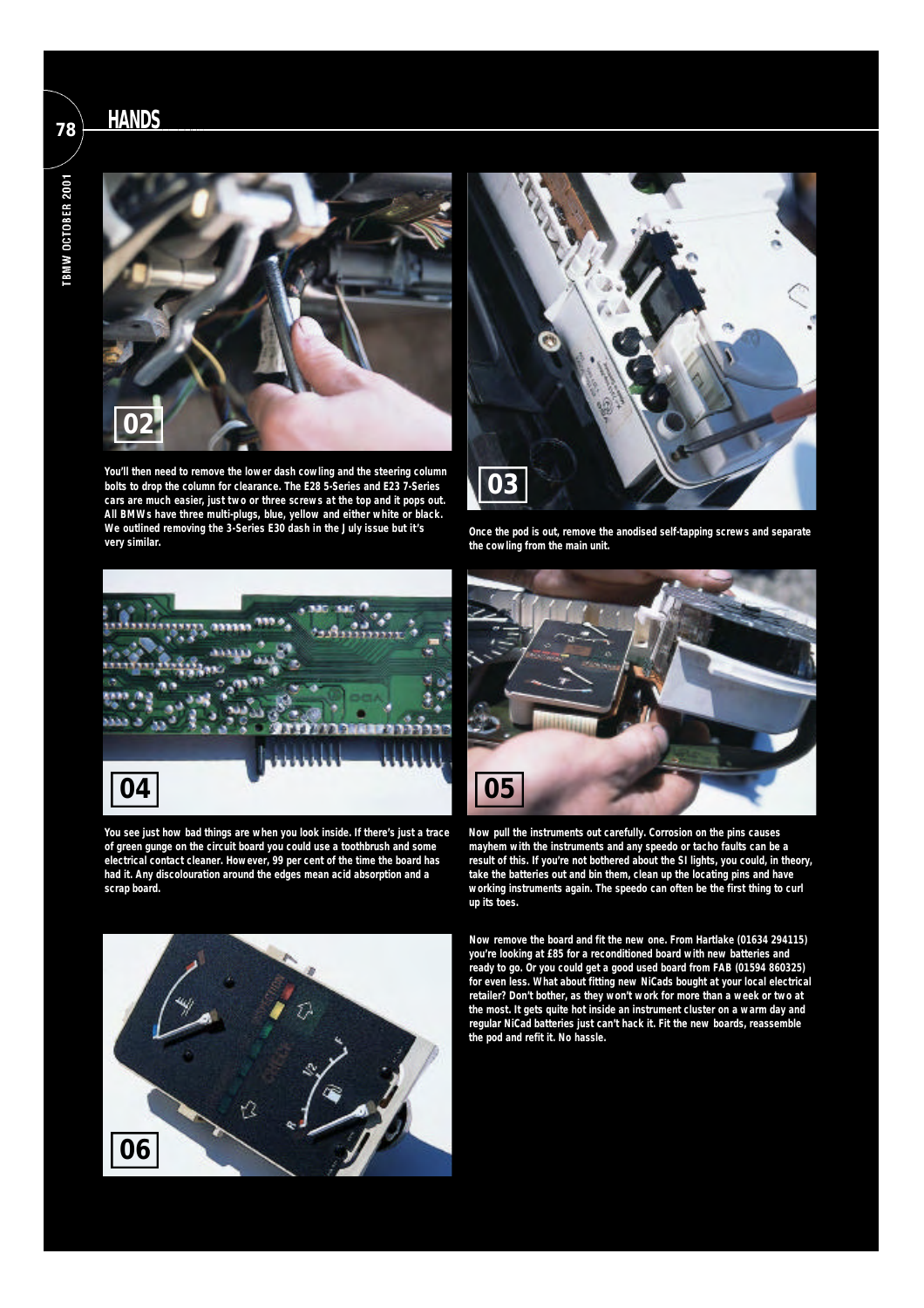You'll then need to remove the lower dash cowling and the steering column bolts to drop the column for clearance. The E28 5-Series and E23 7-Series cars are much easier, just two or three screws at the top and it pops out. All BMWs have three multi-plugs, blue, yellow and either white or black. We outlined removing the 3-Series E30 dash in the July issue but it's very similar.

Once the pod is out, remove the anodised self-tapping screws and separate the cowling from the main unit.

You see just how bad things are when you look inside. If there's just a trace of green gunge on the circuit board you could use a toothbrush and some electrical contact cleaner. However, 99 per cent of the time the board has had it. Any discolouration around the edges mean acid absorption and a scrap board.

Now pull the instruments out carefully. Corrosion on the pins causes mayhem with the instruments and any speedo or tacho faults can be a result of this. If you're not bothered about the SI lights, you could, in theory, take the batteries out and bin them, clean up the locating pins and have working instruments again. The speedo can often be the first thing to curl up its toes.

Now remove the board and fit the new one. From Hartlake (01634 294115) you're looking at £85 for a reconditioned board with new batteries and ready to go. Or you could get a good used board from FAB (01594 860325) for even less. What about fitting new NiCads bought at your local electrical retailer? Don't bother, as they won't work for more than a week or two at the most. It gets quite hot inside an instrument cluster on a warm day and regular NiCad batteries just can't hack it. Fit the new boards, reassemble the pod and refit it. No hassle.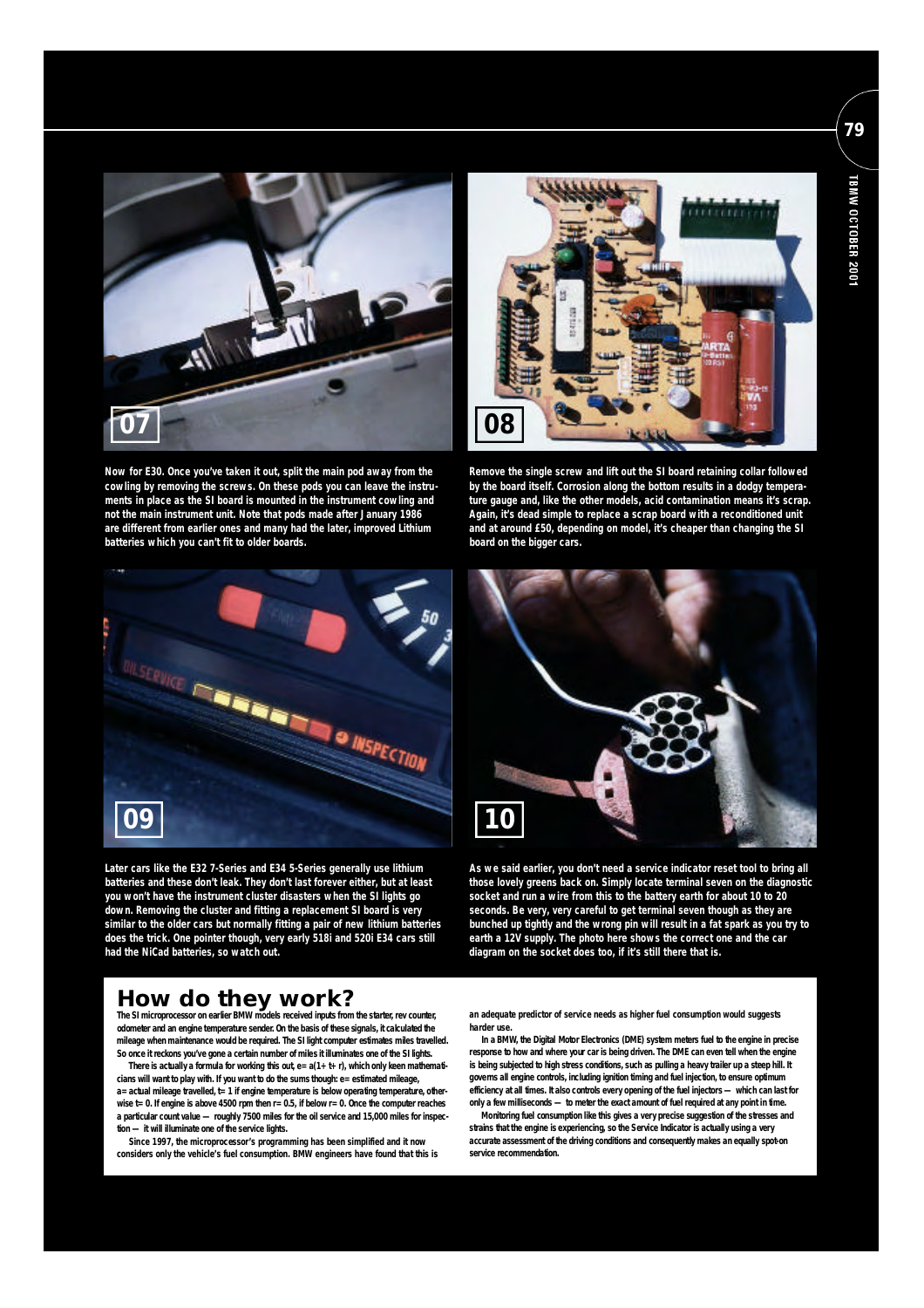07

Now for E30. Once you've taken it out, split the main pod away from the cowling by removing the screws. On these pods you can leave the instruments in place as the SI board is mounted in the instrument cowling and not the main instrument unit. Note that pods made after January 1986 are different from earlier ones and many had the later, improved Lithium batteries which you can't fit to older boards.

08

Remove the single screw and lift out the SI board retaining collar followed by the board itself. Corrosion along the bottom results in a dodgy temperature gauge and, like the other models, acid contamination means it's scrap. Again, it's dead simple to replace a scrap board with a reconditioned unit and at around £50, depending on model, it's cheaper than changing the SI board on the bigger cars.

09

Later cars like the E32 7-Series and E34 5-Series generally use lithium batteries and these don't leak. They don't last forever either, but at least you won't have the instrument cluster disasters when the SI lights go down. Removing the cluster and fitting a replacement SI board is very similar to the older cars but normally fitting a pair of new lithium batteries does the trick. One pointer though, very early 518i and 520i E34 cars still had the NiCad batteries, so watch out.

10

As we said earlier, you don't need a service indicator reset tool to bring all those lovely greens back on. Simply locate terminal seven on the diagnostic socket and run a wire from this to the battery earth for about 10 to 20 seconds. Be very, very careful to get terminal seven though as they are bunched up tightly and the wrong pin will result in a fat spark as you try to earth a 12V supply. The photo here shows the correct one and the car diagram on the socket does too, if it's still there that is.

## How do they work?

**The SI microprocessor on earlier BMW models received inputs from the starter, rev counter, odometer and an engine temperature sender. On the basis of these signals, it calculated the mileage when maintenance would be required. The SI light computer estimates miles travelled. So once it reckons you've gone a certain number of miles it illuminates one of the SI lights.**

There is actually a formula for working this out, $e = a(1 + t + r)$, which only keen mathematicians will want to play with. If you want to do the sums though: $e$ = estimated mileage, $a$ = actual mileage travelled, $t = 1$ if engine temperature is below operating temperature, otherwise $t = 0$. If engine is above 4500 rpm then $r = 0.5$, if below $r = 0$. Once the computer reaches a particular count value — roughly 7500 miles for the oil service and 15,000 miles for inspection — it will illuminate one of the service lights.

Since 1997, the microprocessor's programming has been simplified and it now considers only the vehicle's fuel consumption. BMW engineers have found that this is an adequate predictor of service needs as higher fuel consumption would suggests harder use.

In a BMW, the Digital Motor Electronics (DME) system meters fuel to the engine in precise response to how and where your car is being driven. The DME can even tell when the engine is being subjected to high stress conditions, such as pulling a heavy trailer up a steep hill. It governs all engine controls, including ignition timing and fuel injection, to ensure optimum efficiency at all times. It also controls every opening of the fuel injectors — which can last for only a few milliseconds — to meter the exact amount of fuel required at any point in time.

Monitoring fuel consumption like this gives a very precise suggestion of the stresses and strains that the engine is experiencing, so the Service Indicator is actually using a very accurate assessment of the driving conditions and consequently makes an equally spot-on service recommendation.